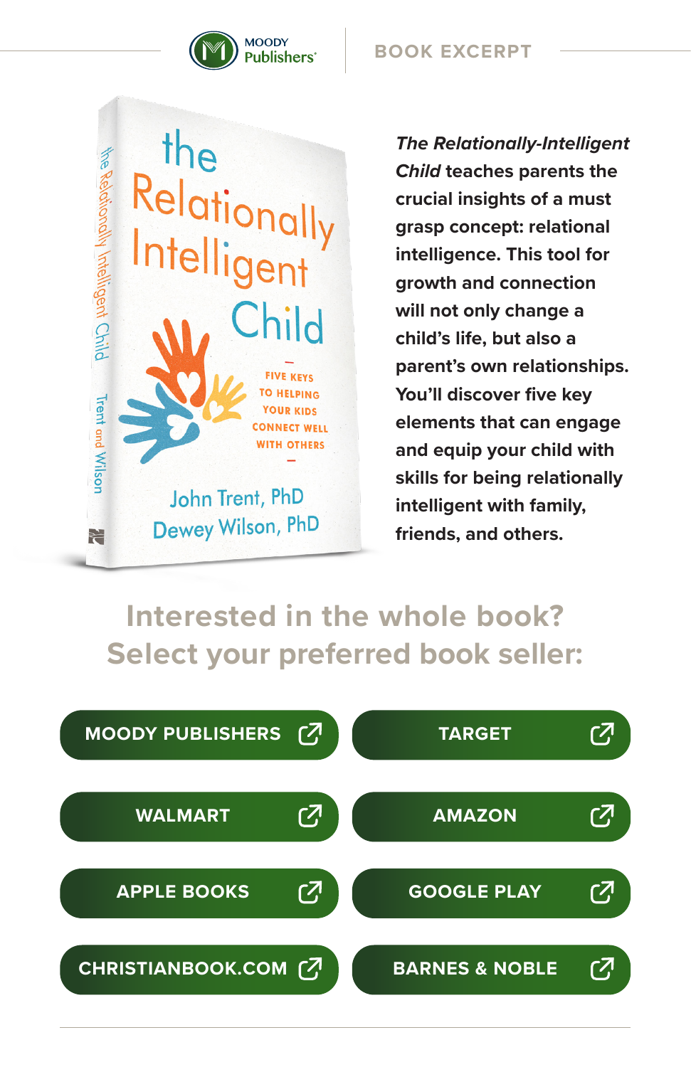MOODY Publishers

BOOK EXCERPT

*The Relationally-Intelligent Child* teaches parents the crucial insights of a must grasp concept: relational intelligence. This tool for growth and connection will not only change a child's life, but also a parent's own relationships. You'll discover five key elements that can engage and equip your child with skills for being relationally intelligent with family, friends, and others.

## Interested in the whole book? Select your preferred book seller:

- MOODY PUBLISHERS
- TARGET
- WALMART
- AMAZON
- APPLE BOOKS
- GOOGLE PLAY
- CHRISTIANBOOK.COM
- BARNES & NOBLE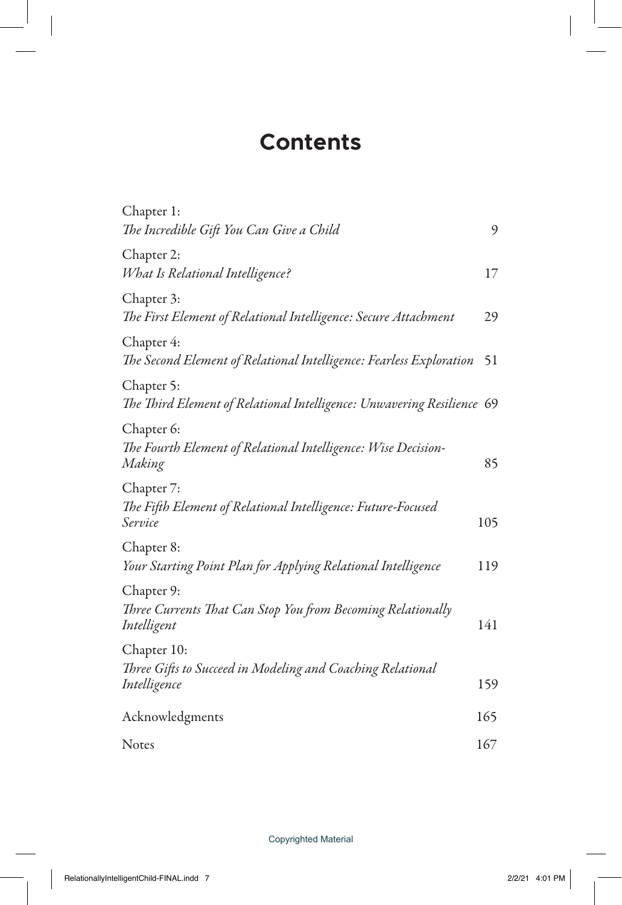# Contents

Chapter 1:
*The Incredible Gift You Can Give a Child* 9

Chapter 2:
*What Is Relational Intelligence?* 17

Chapter 3:
*The First Element of Relational Intelligence: Secure Attachment* 29

Chapter 4:
*The Second Element of Relational Intelligence: Fearless Exploration* 51

Chapter 5:
*The Third Element of Relational Intelligence: Unwavering Resilience* 69

Chapter 6:
*The Fourth Element of Relational Intelligence: Wise Decision-Making* 85

Chapter 7:
*The Fifth Element of Relational Intelligence: Future-Focused Service* 105

Chapter 8:
*Your Starting Point Plan for Applying Relational Intelligence* 119

Chapter 9:
*Three Currents That Can Stop You from Becoming Relationally Intelligent* 141

Chapter 10:
*Three Gifts to Succeed in Modeling and Coaching Relational Intelligence* 159

Acknowledgments 165

Notes 167

Copyrighted Material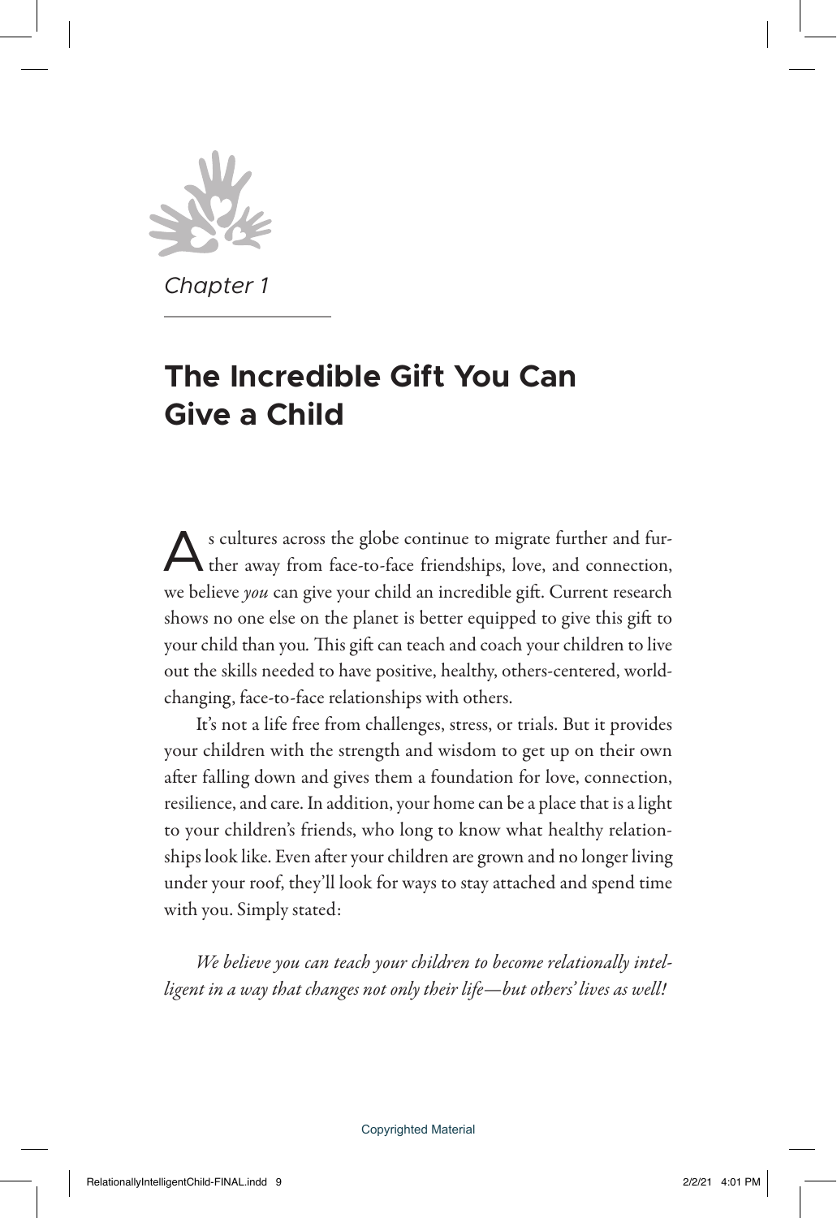*Chapter 1*

# The Incredible Gift You Can Give a Child

As cultures across the globe continue to migrate further and further away from face-to-face friendships, love, and connection, we believe *you* can give your child an incredible gift. Current research shows no one else on the planet is better equipped to give this gift to your child than you. This gift can teach and coach your children to live out the skills needed to have positive, healthy, others-centered, world-changing, face-to-face relationships with others.

It's not a life free from challenges, stress, or trials. But it provides your children with the strength and wisdom to get up on their own after falling down and gives them a foundation for love, connection, resilience, and care. In addition, your home can be a place that is a light to your children's friends, who long to know what healthy relationships look like. Even after your children are grown and no longer living under your roof, they'll look for ways to stay attached and spend time with you. Simply stated:

*We believe you can teach your children to become relationally intelligent in a way that changes not only their life—but others' lives as well!*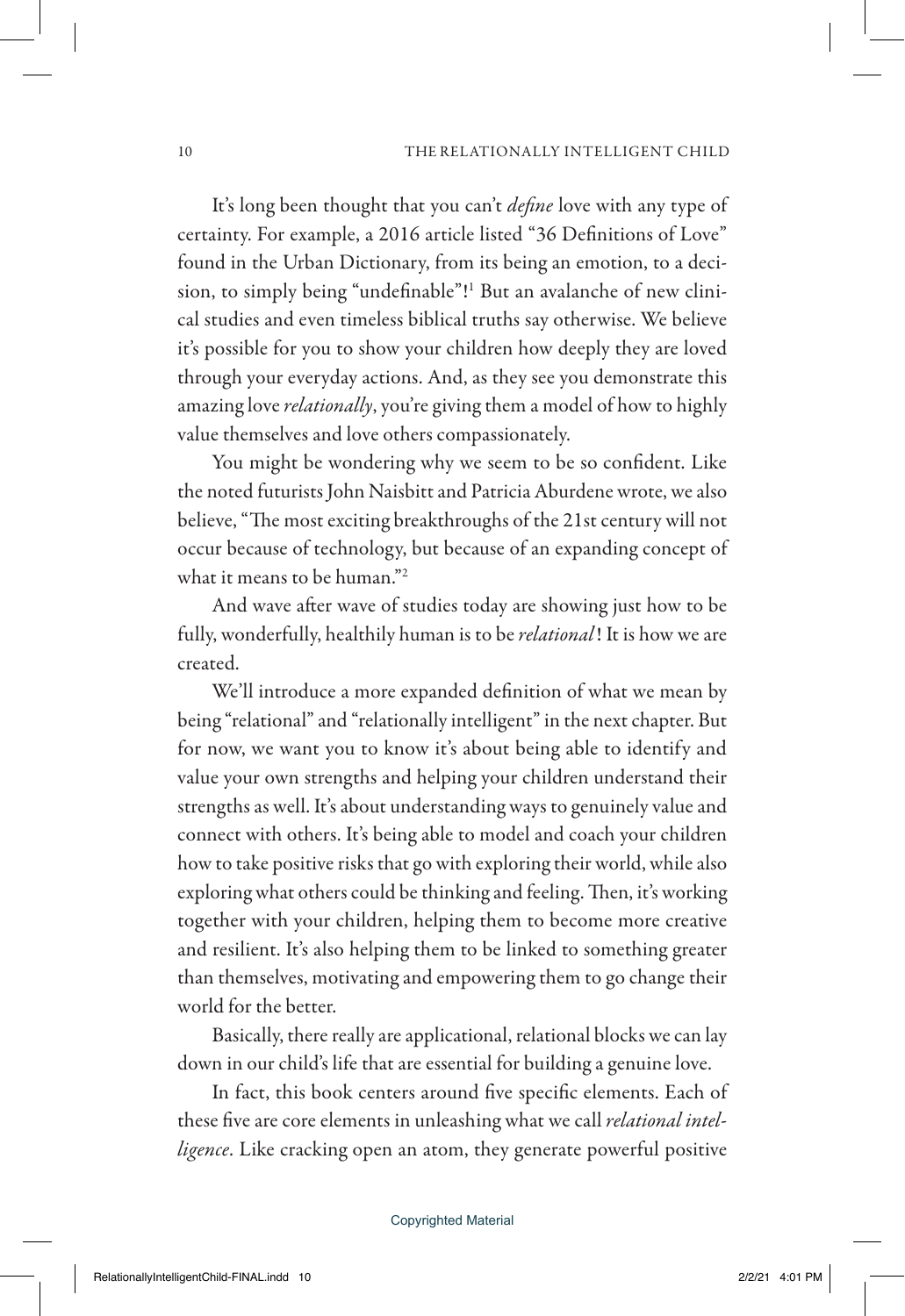It's long been thought that you can't *define* love with any type of certainty. For example, a 2016 article listed "36 Definitions of Love" found in the Urban Dictionary, from its being an emotion, to a decision, to simply being "undefinable"![1] But an avalanche of new clinical studies and even timeless biblical truths say otherwise. We believe it's possible for you to show your children how deeply they are loved through your everyday actions. And, as they see you demonstrate this amazing love *relationally*, you're giving them a model of how to highly value themselves and love others compassionately.

You might be wondering why we seem to be so confident. Like the noted futurists John Naisbitt and Patricia Aburdene wrote, we also believe, "The most exciting breakthroughs of the 21st century will not occur because of technology, but because of an expanding concept of what it means to be human."[2]

And wave after wave of studies today are showing just how to be fully, wonderfully, healthily human is to be *relational*! It is how we are created.

We'll introduce a more expanded definition of what we mean by being "relational" and "relationally intelligent" in the next chapter. But for now, we want you to know it's about being able to identify and value your own strengths and helping your children understand their strengths as well. It's about understanding ways to genuinely value and connect with others. It's being able to model and coach your children how to take positive risks that go with exploring their world, while also exploring what others could be thinking and feeling. Then, it's working together with your children, helping them to become more creative and resilient. It's also helping them to be linked to something greater than themselves, motivating and empowering them to go change their world for the better.

Basically, there really are applicational, relational blocks we can lay down in our child's life that are essential for building a genuine love.

In fact, this book centers around five specific elements. Each of these five are core elements in unleashing what we call *relational intelligence*. Like cracking open an atom, they generate powerful positive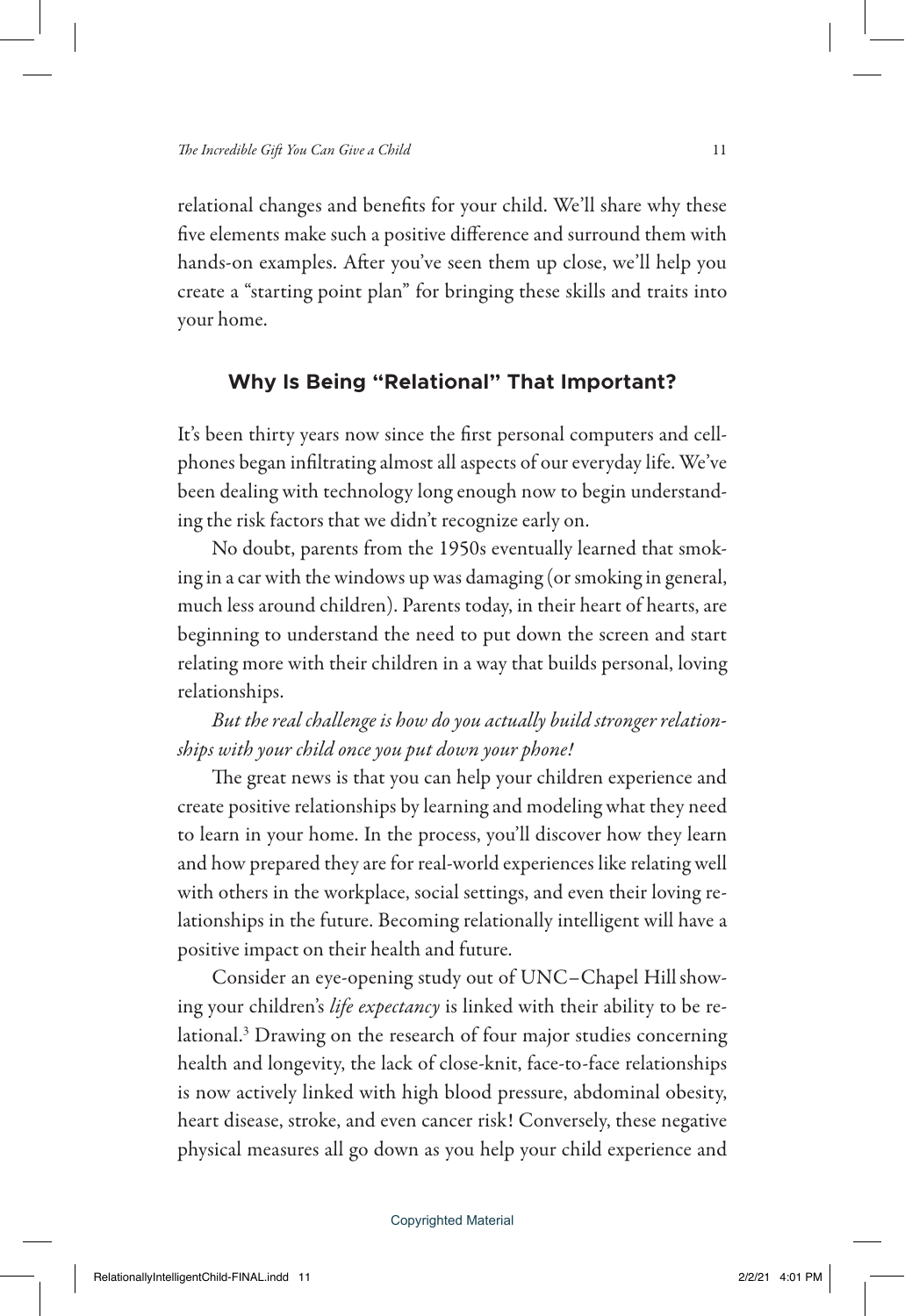relational changes and benefits for your child. We'll share why these five elements make such a positive difference and surround them with hands-on examples. After you've seen them up close, we'll help you create a "starting point plan" for bringing these skills and traits into your home.

## Why Is Being "Relational" That Important?

It's been thirty years now since the first personal computers and cellphones began infiltrating almost all aspects of our everyday life. We've been dealing with technology long enough now to begin understanding the risk factors that we didn't recognize early on.

No doubt, parents from the 1950s eventually learned that smoking in a car with the windows up was damaging (or smoking in general, much less around children). Parents today, in their heart of hearts, are beginning to understand the need to put down the screen and start relating more with their children in a way that builds personal, loving relationships.

*But the real challenge is how do you actually build stronger relationships with your child once you put down your phone!*

The great news is that you can help your children experience and create positive relationships by learning and modeling what they need to learn in your home. In the process, you'll discover how they learn and how prepared they are for real-world experiences like relating well with others in the workplace, social settings, and even their loving relationships in the future. Becoming relationally intelligent will have a positive impact on their health and future.

Consider an eye-opening study out of UNC–Chapel Hill showing your children's *life expectancy* is linked with their ability to be relational.[3] Drawing on the research of four major studies concerning health and longevity, the lack of close-knit, face-to-face relationships is now actively linked with high blood pressure, abdominal obesity, heart disease, stroke, and even cancer risk! Conversely, these negative physical measures all go down as you help your child experience and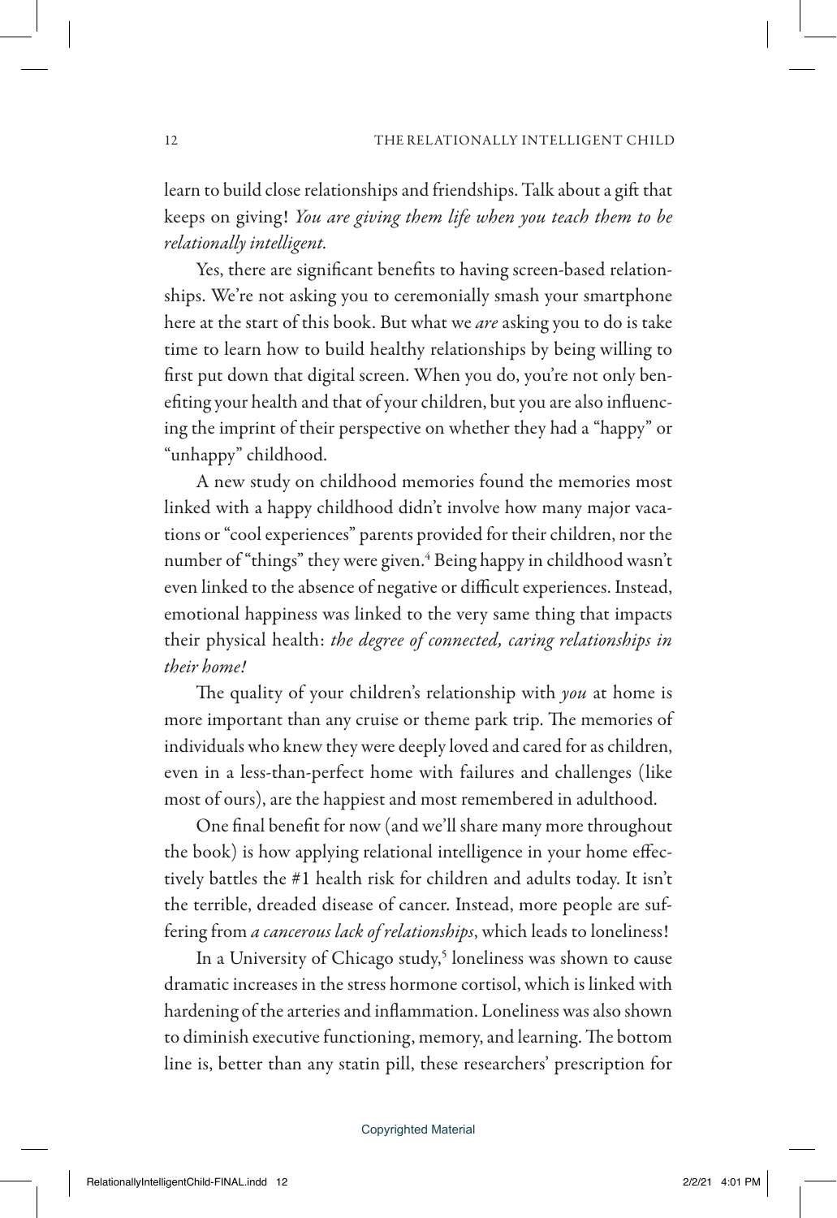learn to build close relationships and friendships. Talk about a gift that keeps on giving! *You are giving them life when you teach them to be relationally intelligent.*

Yes, there are significant benefits to having screen-based relationships. We're not asking you to ceremonially smash your smartphone here at the start of this book. But what we *are* asking you to do is take time to learn how to build healthy relationships by being willing to first put down that digital screen. When you do, you're not only benefiting your health and that of your children, but you are also influencing the imprint of their perspective on whether they had a "happy" or "unhappy" childhood.

A new study on childhood memories found the memories most linked with a happy childhood didn't involve how many major vacations or "cool experiences" parents provided for their children, nor the number of "things" they were given.[4] Being happy in childhood wasn't even linked to the absence of negative or difficult experiences. Instead, emotional happiness was linked to the very same thing that impacts their physical health: *the degree of connected, caring relationships in their home!*

The quality of your children's relationship with *you* at home is more important than any cruise or theme park trip. The memories of individuals who knew they were deeply loved and cared for as children, even in a less-than-perfect home with failures and challenges (like most of ours), are the happiest and most remembered in adulthood.

One final benefit for now (and we'll share many more throughout the book) is how applying relational intelligence in your home effectively battles the #1 health risk for children and adults today. It isn't the terrible, dreaded disease of cancer. Instead, more people are suffering from *a cancerous lack of relationships*, which leads to loneliness!

In a University of Chicago study,[5] loneliness was shown to cause dramatic increases in the stress hormone cortisol, which is linked with hardening of the arteries and inflammation. Loneliness was also shown to diminish executive functioning, memory, and learning. The bottom line is, better than any statin pill, these researchers' prescription for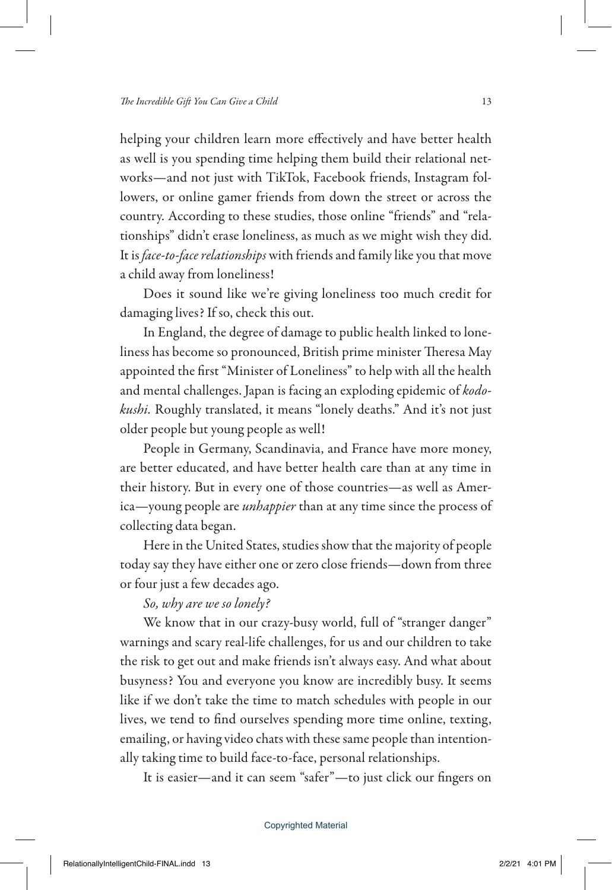helping your children learn more effectively and have better health as well is you spending time helping them build their relational networks—and not just with TikTok, Facebook friends, Instagram followers, or online gamer friends from down the street or across the country. According to these studies, those online "friends" and "relationships" didn't erase loneliness, as much as we might wish they did. It is *face-to-face relationships* with friends and family like you that move a child away from loneliness!

Does it sound like we're giving loneliness too much credit for damaging lives? If so, check this out.

In England, the degree of damage to public health linked to loneliness has become so pronounced, British prime minister Theresa May appointed the first "Minister of Loneliness" to help with all the health and mental challenges. Japan is facing an exploding epidemic of *kodokushi*. Roughly translated, it means "lonely deaths." And it's not just older people but young people as well!

People in Germany, Scandinavia, and France have more money, are better educated, and have better health care than at any time in their history. But in every one of those countries—as well as America—young people are *unhappier* than at any time since the process of collecting data began.

Here in the United States, studies show that the majority of people today say they have either one or zero close friends—down from three or four just a few decades ago.

*So, why are we so lonely?*

We know that in our crazy-busy world, full of "stranger danger" warnings and scary real-life challenges, for us and our children to take the risk to get out and make friends isn't always easy. And what about busyness? You and everyone you know are incredibly busy. It seems like if we don't take the time to match schedules with people in our lives, we tend to find ourselves spending more time online, texting, emailing, or having video chats with these same people than intentionally taking time to build face-to-face, personal relationships.

It is easier—and it can seem "safer"—to just click our fingers on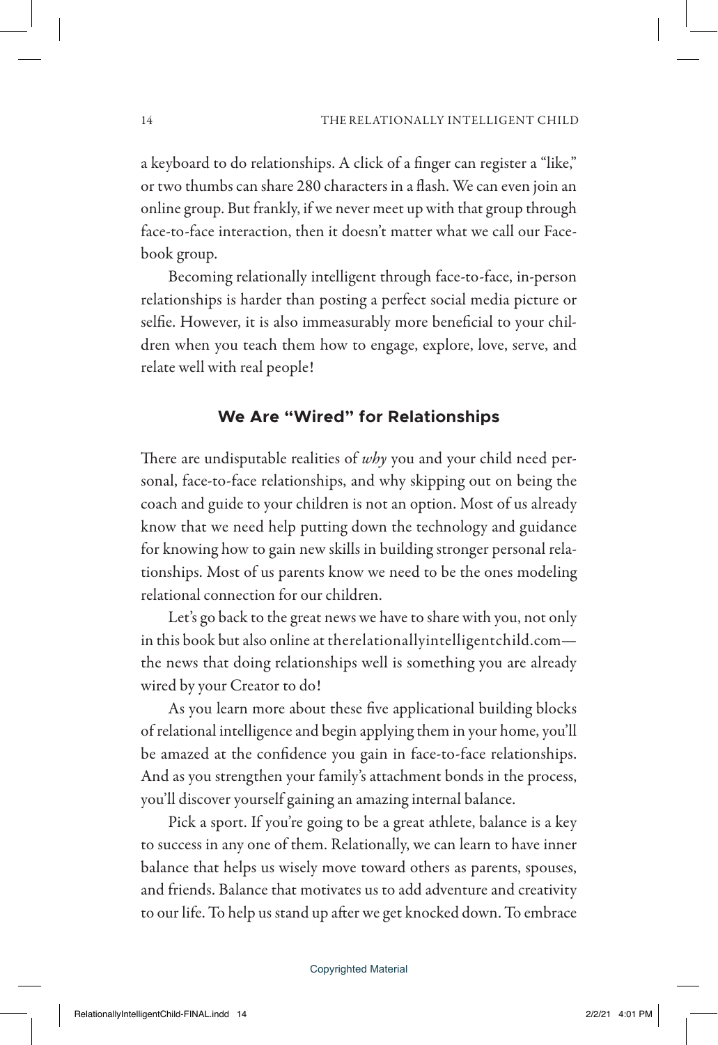a keyboard to do relationships. A click of a finger can register a "like," or two thumbs can share 280 characters in a flash. We can even join an online group. But frankly, if we never meet up with that group through face-to-face interaction, then it doesn't matter what we call our Facebook group.

Becoming relationally intelligent through face-to-face, in-person relationships is harder than posting a perfect social media picture or selfie. However, it is also immeasurably more beneficial to your children when you teach them how to engage, explore, love, serve, and relate well with real people!

## We Are "Wired" for Relationships

There are undisputable realities of *why* you and your child need personal, face-to-face relationships, and why skipping out on being the coach and guide to your children is not an option. Most of us already know that we need help putting down the technology and guidance for knowing how to gain new skills in building stronger personal relationships. Most of us parents know we need to be the ones modeling relational connection for our children.

Let's go back to the great news we have to share with you, not only in this book but also online at therelationallyintelligentchild.com—the news that doing relationships well is something you are already wired by your Creator to do!

As you learn more about these five applicational building blocks of relational intelligence and begin applying them in your home, you'll be amazed at the confidence you gain in face-to-face relationships. And as you strengthen your family's attachment bonds in the process, you'll discover yourself gaining an amazing internal balance.

Pick a sport. If you're going to be a great athlete, balance is a key to success in any one of them. Relationally, we can learn to have inner balance that helps us wisely move toward others as parents, spouses, and friends. Balance that motivates us to add adventure and creativity to our life. To help us stand up after we get knocked down. To embrace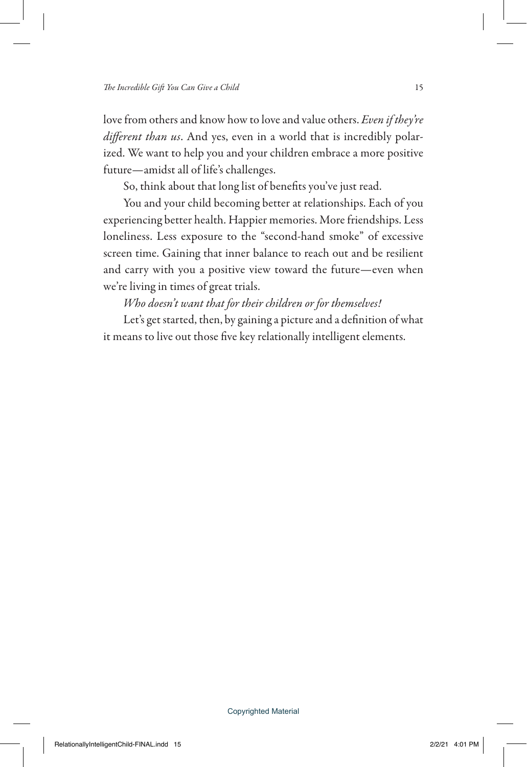love from others and know how to love and value others. *Even if they're different than us*. And yes, even in a world that is incredibly polarized. We want to help you and your children embrace a more positive future—amidst all of life's challenges.

So, think about that long list of benefits you've just read.

You and your child becoming better at relationships. Each of you experiencing better health. Happier memories. More friendships. Less loneliness. Less exposure to the "second-hand smoke" of excessive screen time. Gaining that inner balance to reach out and be resilient and carry with you a positive view toward the future—even when we're living in times of great trials.

*Who doesn't want that for their children or for themselves!*

Let's get started, then, by gaining a picture and a definition of what it means to live out those five key relationally intelligent elements.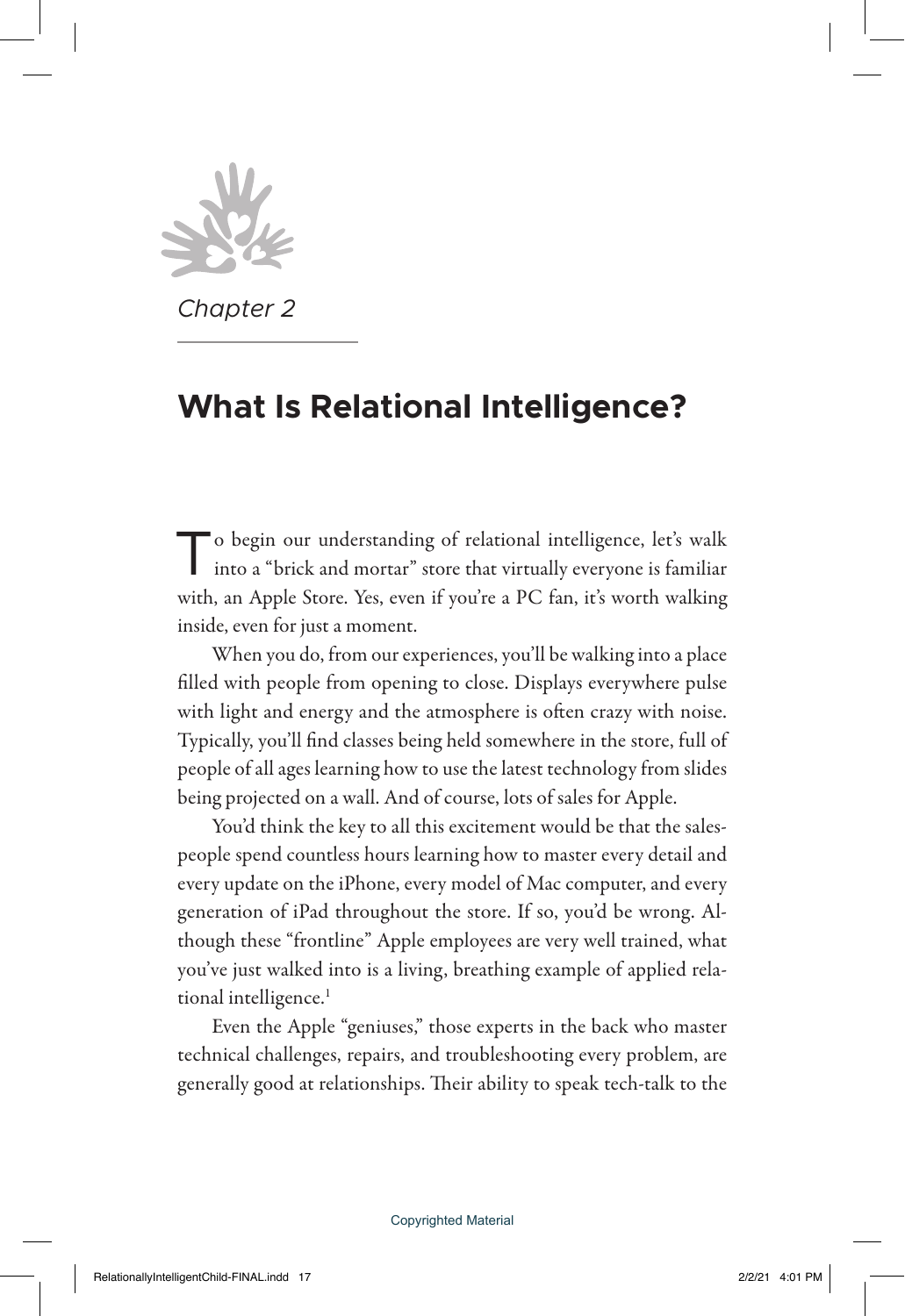*Chapter 2*

# What Is Relational Intelligence?

To begin our understanding of relational intelligence, let's walk into a "brick and mortar" store that virtually everyone is familiar with, an Apple Store. Yes, even if you're a PC fan, it's worth walking inside, even for just a moment.

When you do, from our experiences, you'll be walking into a place filled with people from opening to close. Displays everywhere pulse with light and energy and the atmosphere is often crazy with noise. Typically, you'll find classes being held somewhere in the store, full of people of all ages learning how to use the latest technology from slides being projected on a wall. And of course, lots of sales for Apple.

You'd think the key to all this excitement would be that the salespeople spend countless hours learning how to master every detail and every update on the iPhone, every model of Mac computer, and every generation of iPad throughout the store. If so, you'd be wrong. Although these "frontline" Apple employees are very well trained, what you've just walked into is a living, breathing example of applied relational intelligence.[1]

Even the Apple "geniuses," those experts in the back who master technical challenges, repairs, and troubleshooting every problem, are generally good at relationships. Their ability to speak tech-talk to the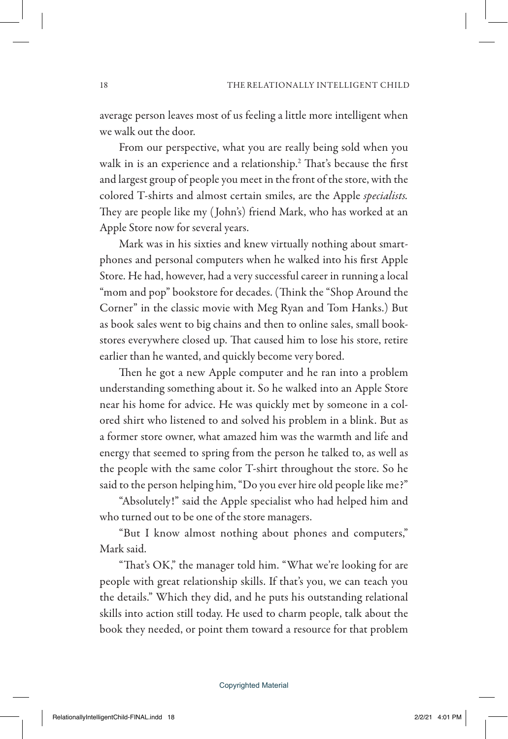average person leaves most of us feeling a little more intelligent when we walk out the door.

From our perspective, what you are really being sold when you walk in is an experience and a relationship.[2] That's because the first and largest group of people you meet in the front of the store, with the colored T-shirts and almost certain smiles, are the Apple *specialists*. They are people like my (John's) friend Mark, who has worked at an Apple Store now for several years.

Mark was in his sixties and knew virtually nothing about smartphones and personal computers when he walked into his first Apple Store. He had, however, had a very successful career in running a local "mom and pop" bookstore for decades. (Think the "Shop Around the Corner" in the classic movie with Meg Ryan and Tom Hanks.) But as book sales went to big chains and then to online sales, small bookstores everywhere closed up. That caused him to lose his store, retire earlier than he wanted, and quickly become very bored.

Then he got a new Apple computer and he ran into a problem understanding something about it. So he walked into an Apple Store near his home for advice. He was quickly met by someone in a colored shirt who listened to and solved his problem in a blink. But as a former store owner, what amazed him was the warmth and life and energy that seemed to spring from the person he talked to, as well as the people with the same color T-shirt throughout the store. So he said to the person helping him, "Do you ever hire old people like me?"

"Absolutely!" said the Apple specialist who had helped him and who turned out to be one of the store managers.

"But I know almost nothing about phones and computers," Mark said.

"That's OK," the manager told him. "What we're looking for are people with great relationship skills. If that's you, we can teach you the details." Which they did, and he puts his outstanding relational skills into action still today. He used to charm people, talk about the book they needed, or point them toward a resource for that problem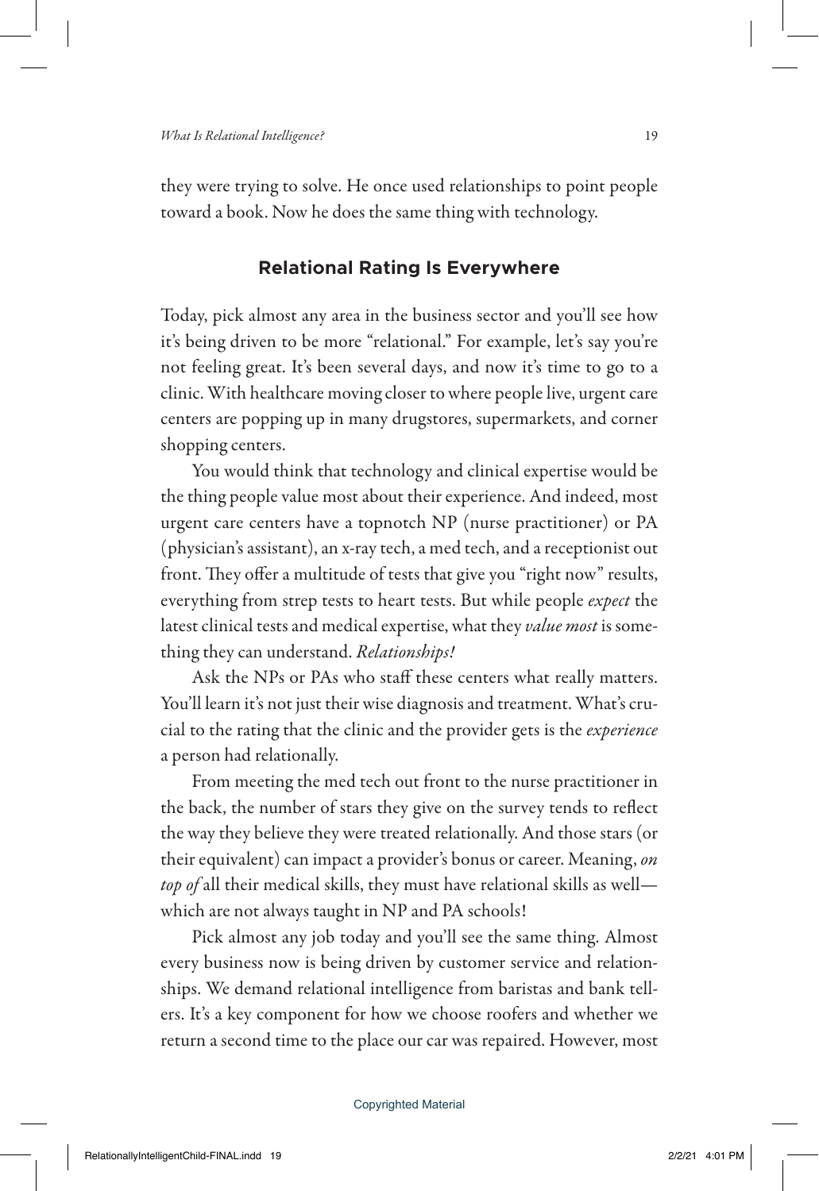they were trying to solve. He once used relationships to point people toward a book. Now he does the same thing with technology.

## Relational Rating Is Everywhere

Today, pick almost any area in the business sector and you'll see how it's being driven to be more "relational." For example, let's say you're not feeling great. It's been several days, and now it's time to go to a clinic. With healthcare moving closer to where people live, urgent care centers are popping up in many drugstores, supermarkets, and corner shopping centers.

You would think that technology and clinical expertise would be the thing people value most about their experience. And indeed, most urgent care centers have a topnotch NP (nurse practitioner) or PA (physician's assistant), an x-ray tech, a med tech, and a receptionist out front. They offer a multitude of tests that give you "right now" results, everything from strep tests to heart tests. But while people *expect* the latest clinical tests and medical expertise, what they *value most* is something they can understand. *Relationships!*

Ask the NPs or PAs who staff these centers what really matters. You'll learn it's not just their wise diagnosis and treatment. What's crucial to the rating that the clinic and the provider gets is the *experience* a person had relationally.

From meeting the med tech out front to the nurse practitioner in the back, the number of stars they give on the survey tends to reflect the way they believe they were treated relationally. And those stars (or their equivalent) can impact a provider's bonus or career. Meaning, *on top of* all their medical skills, they must have relational skills as well—which are not always taught in NP and PA schools!

Pick almost any job today and you'll see the same thing. Almost every business now is being driven by customer service and relationships. We demand relational intelligence from baristas and bank tellers. It's a key component for how we choose roofers and whether we return a second time to the place our car was repaired. However, most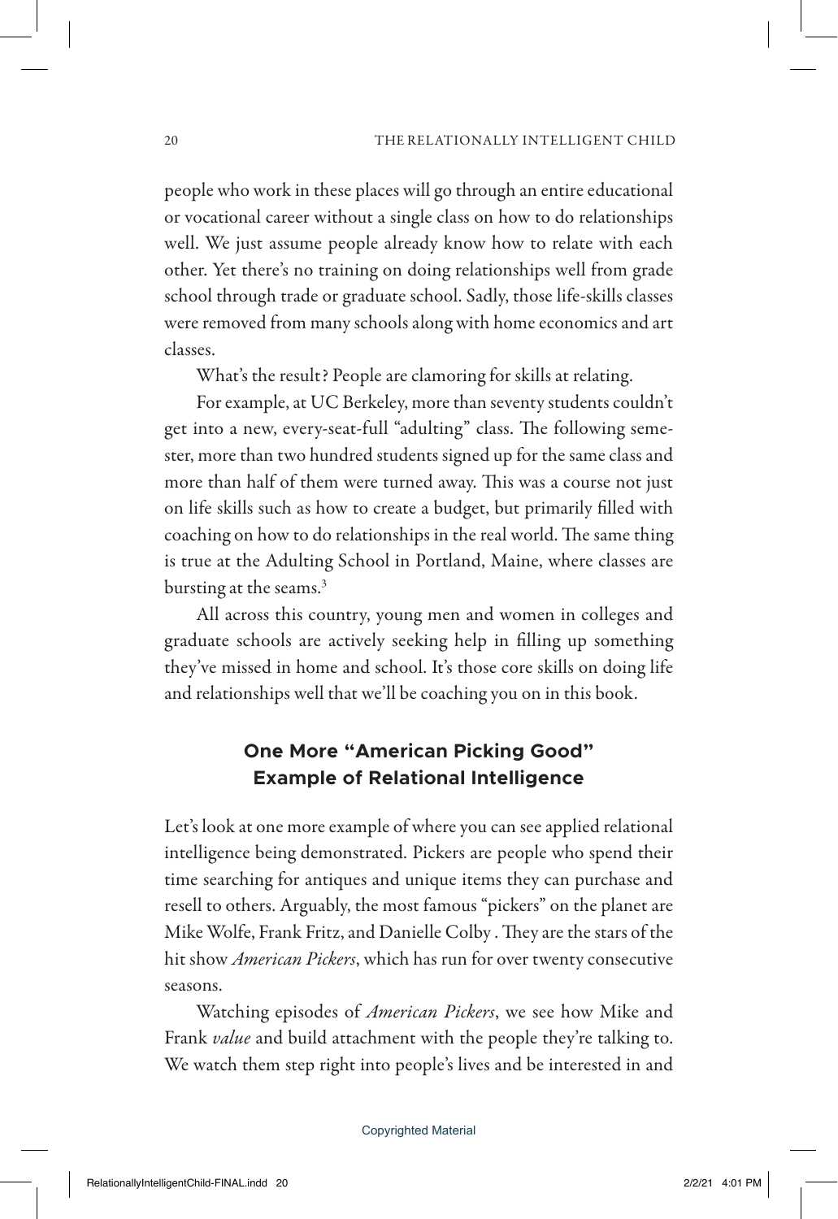people who work in these places will go through an entire educational or vocational career without a single class on how to do relationships well. We just assume people already know how to relate with each other. Yet there's no training on doing relationships well from grade school through trade or graduate school. Sadly, those life-skills classes were removed from many schools along with home economics and art classes.

What's the result? People are clamoring for skills at relating.

For example, at UC Berkeley, more than seventy students couldn't get into a new, every-seat-full "adulting" class. The following semester, more than two hundred students signed up for the same class and more than half of them were turned away. This was a course not just on life skills such as how to create a budget, but primarily filled with coaching on how to do relationships in the real world. The same thing is true at the Adulting School in Portland, Maine, where classes are bursting at the seams.[3]

All across this country, young men and women in colleges and graduate schools are actively seeking help in filling up something they've missed in home and school. It's those core skills on doing life and relationships well that we'll be coaching you on in this book.

## One More "American Picking Good" Example of Relational Intelligence

Let's look at one more example of where you can see applied relational intelligence being demonstrated. Pickers are people who spend their time searching for antiques and unique items they can purchase and resell to others. Arguably, the most famous "pickers" on the planet are Mike Wolfe, Frank Fritz, and Danielle Colby . They are the stars of the hit show *American Pickers*, which has run for over twenty consecutive seasons.

Watching episodes of *American Pickers*, we see how Mike and Frank *value* and build attachment with the people they're talking to. We watch them step right into people's lives and be interested in and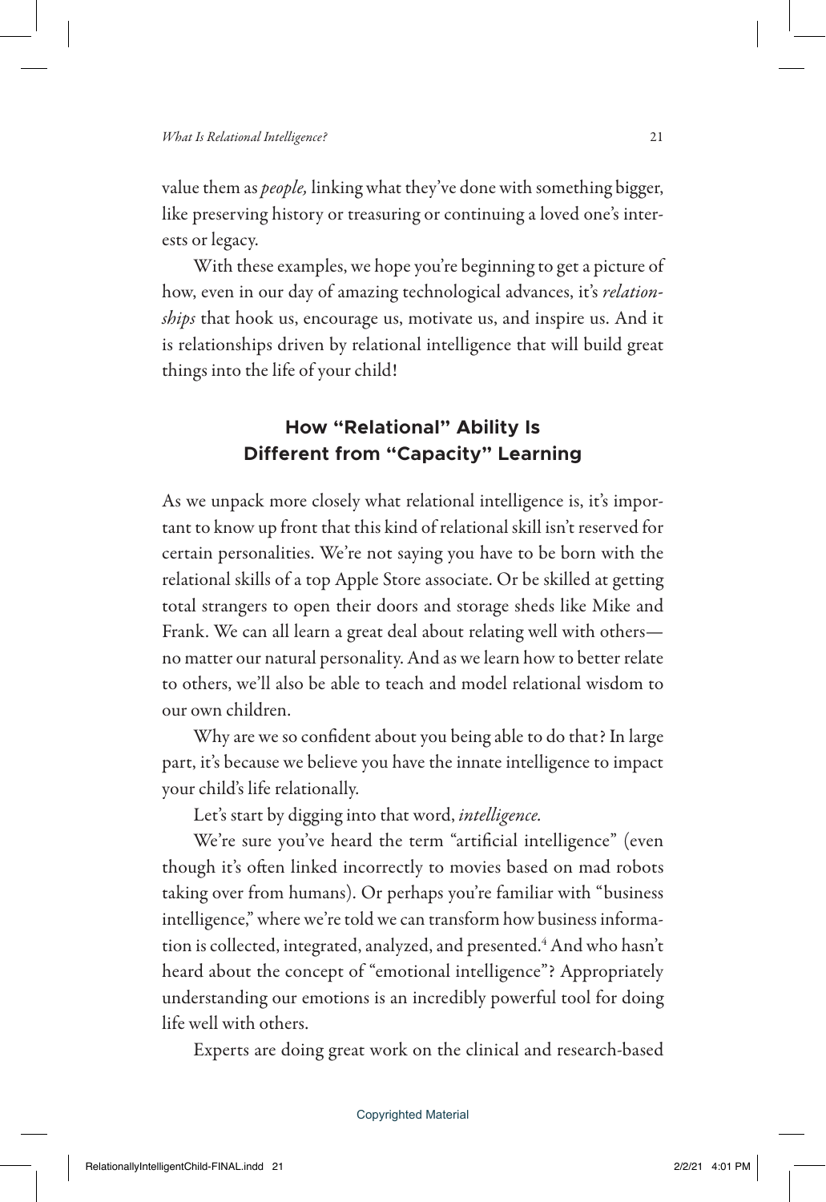value them as *people,* linking what they've done with something bigger, like preserving history or treasuring or continuing a loved one's interests or legacy.

With these examples, we hope you're beginning to get a picture of how, even in our day of amazing technological advances, it's *relationships* that hook us, encourage us, motivate us, and inspire us. And it is relationships driven by relational intelligence that will build great things into the life of your child!

## How "Relational" Ability Is Different from "Capacity" Learning

As we unpack more closely what relational intelligence is, it's important to know up front that this kind of relational skill isn't reserved for certain personalities. We're not saying you have to be born with the relational skills of a top Apple Store associate. Or be skilled at getting total strangers to open their doors and storage sheds like Mike and Frank. We can all learn a great deal about relating well with others—no matter our natural personality. And as we learn how to better relate to others, we'll also be able to teach and model relational wisdom to our own children.

Why are we so confident about you being able to do that? In large part, it's because we believe you have the innate intelligence to impact your child's life relationally.

Let's start by digging into that word, *intelligence.*

We're sure you've heard the term "artificial intelligence" (even though it's often linked incorrectly to movies based on mad robots taking over from humans). Or perhaps you're familiar with "business intelligence," where we're told we can transform how business information is collected, integrated, analyzed, and presented.[4] And who hasn't heard about the concept of "emotional intelligence"? Appropriately understanding our emotions is an incredibly powerful tool for doing life well with others.

Experts are doing great work on the clinical and research-based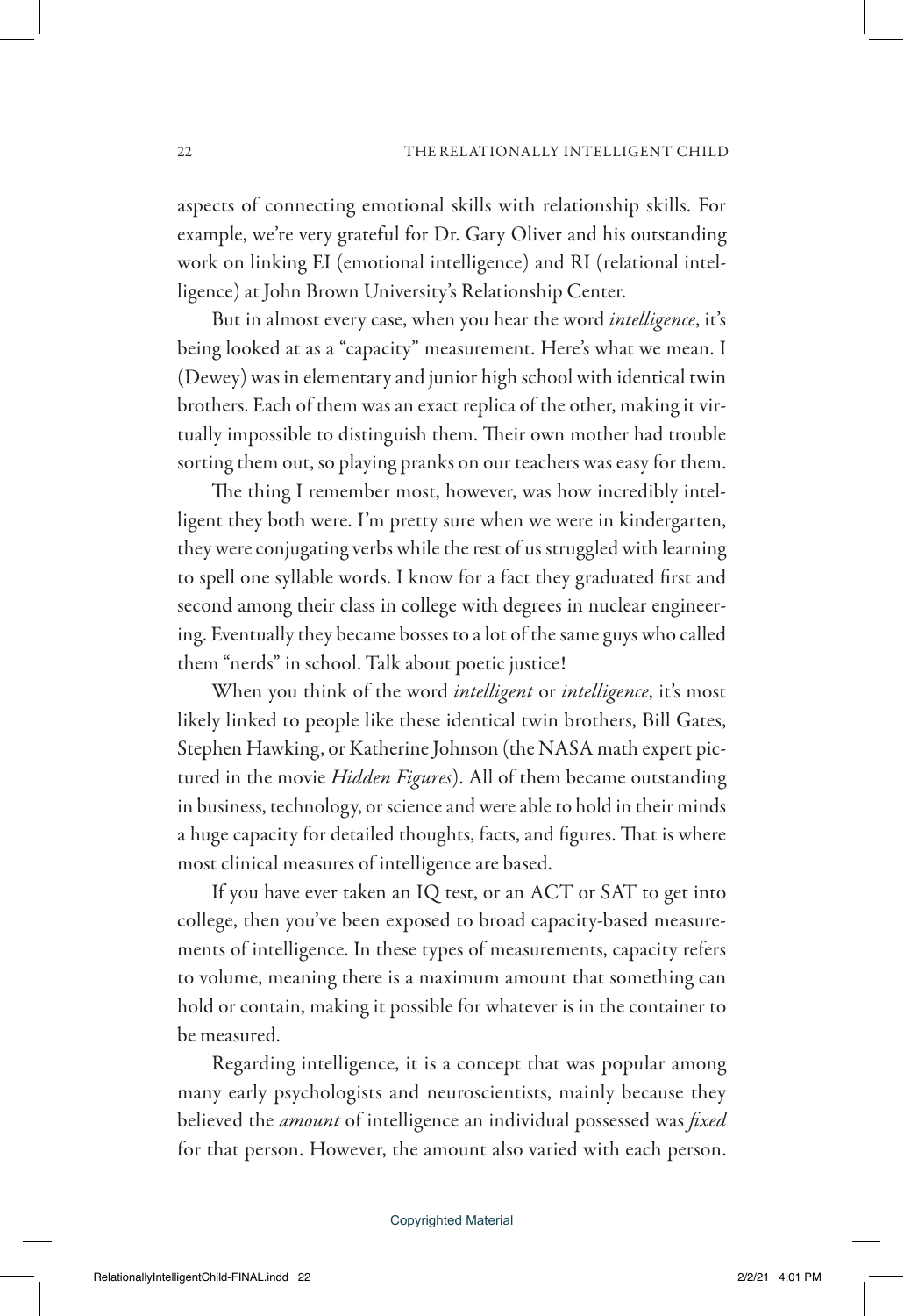aspects of connecting emotional skills with relationship skills. For example, we're very grateful for Dr. Gary Oliver and his outstanding work on linking EI (emotional intelligence) and RI (relational intelligence) at John Brown University's Relationship Center.

But in almost every case, when you hear the word *intelligence*, it's being looked at as a "capacity" measurement. Here's what we mean. I (Dewey) was in elementary and junior high school with identical twin brothers. Each of them was an exact replica of the other, making it virtually impossible to distinguish them. Their own mother had trouble sorting them out, so playing pranks on our teachers was easy for them.

The thing I remember most, however, was how incredibly intelligent they both were. I'm pretty sure when we were in kindergarten, they were conjugating verbs while the rest of us struggled with learning to spell one syllable words. I know for a fact they graduated first and second among their class in college with degrees in nuclear engineering. Eventually they became bosses to a lot of the same guys who called them "nerds" in school. Talk about poetic justice!

When you think of the word *intelligent* or *intelligence*, it's most likely linked to people like these identical twin brothers, Bill Gates, Stephen Hawking, or Katherine Johnson (the NASA math expert pictured in the movie *Hidden Figures*). All of them became outstanding in business, technology, or science and were able to hold in their minds a huge capacity for detailed thoughts, facts, and figures. That is where most clinical measures of intelligence are based.

If you have ever taken an IQ test, or an ACT or SAT to get into college, then you've been exposed to broad capacity-based measurements of intelligence. In these types of measurements, capacity refers to volume, meaning there is a maximum amount that something can hold or contain, making it possible for whatever is in the container to be measured.

Regarding intelligence, it is a concept that was popular among many early psychologists and neuroscientists, mainly because they believed the *amount* of intelligence an individual possessed was *fixed* for that person. However, the amount also varied with each person.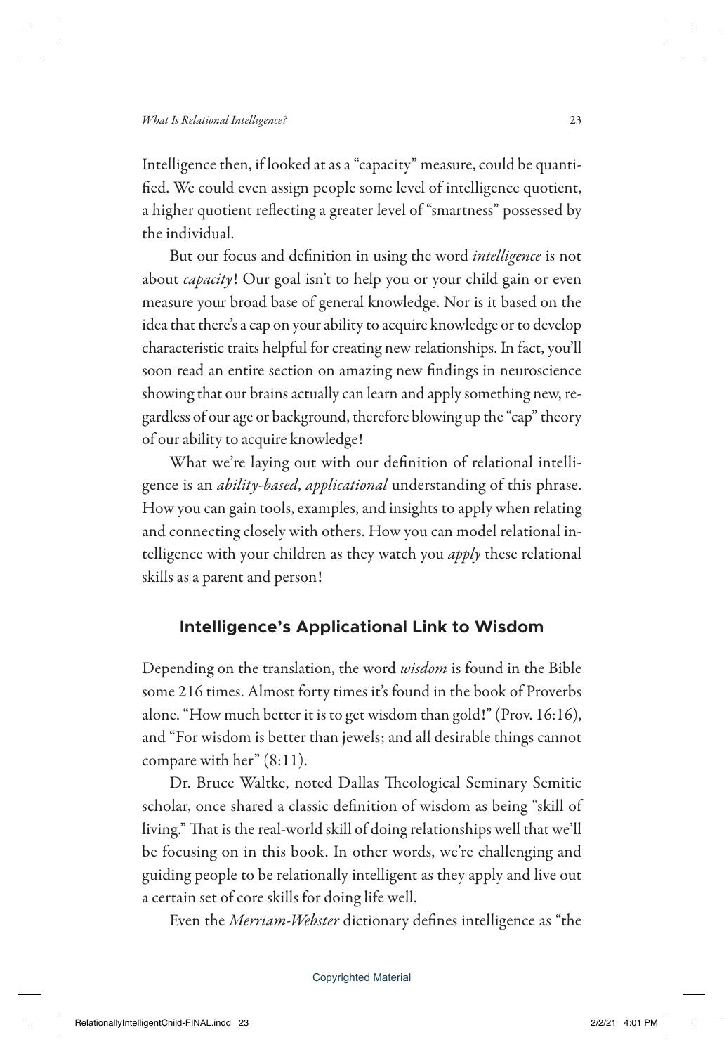Intelligence then, if looked at as a "capacity" measure, could be quantified. We could even assign people some level of intelligence quotient, a higher quotient reflecting a greater level of "smartness" possessed by the individual.

But our focus and definition in using the word *intelligence* is not about *capacity*! Our goal isn't to help you or your child gain or even measure your broad base of general knowledge. Nor is it based on the idea that there's a cap on your ability to acquire knowledge or to develop characteristic traits helpful for creating new relationships. In fact, you'll soon read an entire section on amazing new findings in neuroscience showing that our brains actually can learn and apply something new, regardless of our age or background, therefore blowing up the "cap" theory of our ability to acquire knowledge!

What we're laying out with our definition of relational intelligence is an *ability-based*, *applicational* understanding of this phrase. How you can gain tools, examples, and insights to apply when relating and connecting closely with others. How you can model relational intelligence with your children as they watch you *apply* these relational skills as a parent and person!

## Intelligence's Applicational Link to Wisdom

Depending on the translation, the word *wisdom* is found in the Bible some 216 times. Almost forty times it's found in the book of Proverbs alone. "How much better it is to get wisdom than gold!" (Prov. 16:16), and "For wisdom is better than jewels; and all desirable things cannot compare with her" (8:11).

Dr. Bruce Waltke, noted Dallas Theological Seminary Semitic scholar, once shared a classic definition of wisdom as being "skill of living." That is the real-world skill of doing relationships well that we'll be focusing on in this book. In other words, we're challenging and guiding people to be relationally intelligent as they apply and live out a certain set of core skills for doing life well.

Even the *Merriam-Webster* dictionary defines intelligence as "the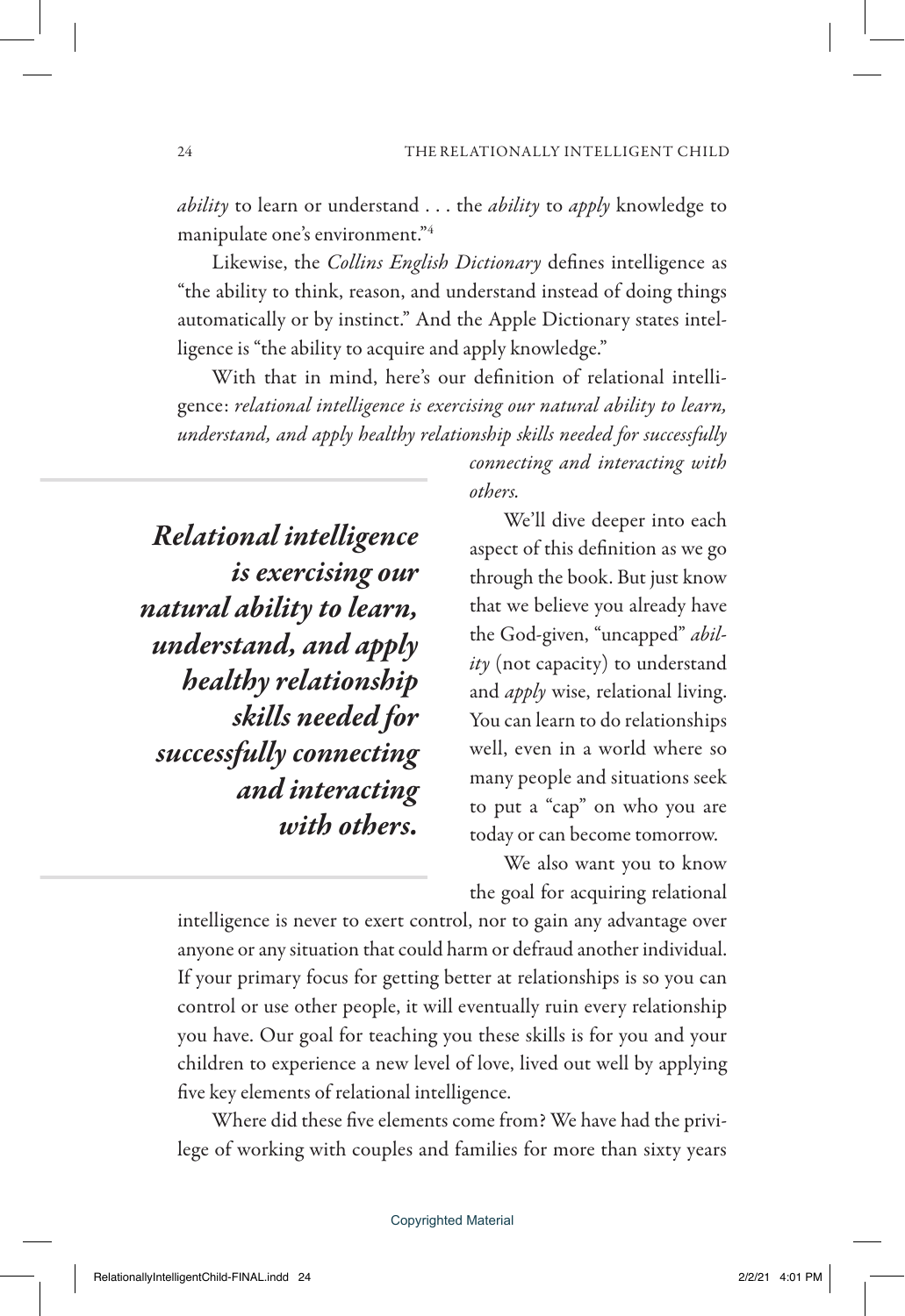*ability* to learn or understand . . . the *ability* to *apply* knowledge to manipulate one's environment."[4]

Likewise, the *Collins English Dictionary* defines intelligence as "the ability to think, reason, and understand instead of doing things automatically or by instinct." And the Apple Dictionary states intelligence is "the ability to acquire and apply knowledge."

With that in mind, here's our definition of relational intelligence: *relational intelligence is exercising our natural ability to learn, understand, and apply healthy relationship skills needed for successfully connecting and interacting with others.*

> ***Relational intelligence is exercising our natural ability to learn, understand, and apply healthy relationship skills needed for successfully connecting and interacting with others.***

We'll dive deeper into each aspect of this definition as we go through the book. But just know that we believe you already have the God-given, "uncapped" *ability* (not capacity) to understand and *apply* wise, relational living. You can learn to do relationships well, even in a world where so many people and situations seek to put a "cap" on who you are today or can become tomorrow.

We also want you to know the goal for acquiring relational intelligence is never to exert control, nor to gain any advantage over anyone or any situation that could harm or defraud another individual. If your primary focus for getting better at relationships is so you can control or use other people, it will eventually ruin every relationship you have. Our goal for teaching you these skills is for you and your children to experience a new level of love, lived out well by applying five key elements of relational intelligence.

Where did these five elements come from? We have had the privilege of working with couples and families for more than sixty years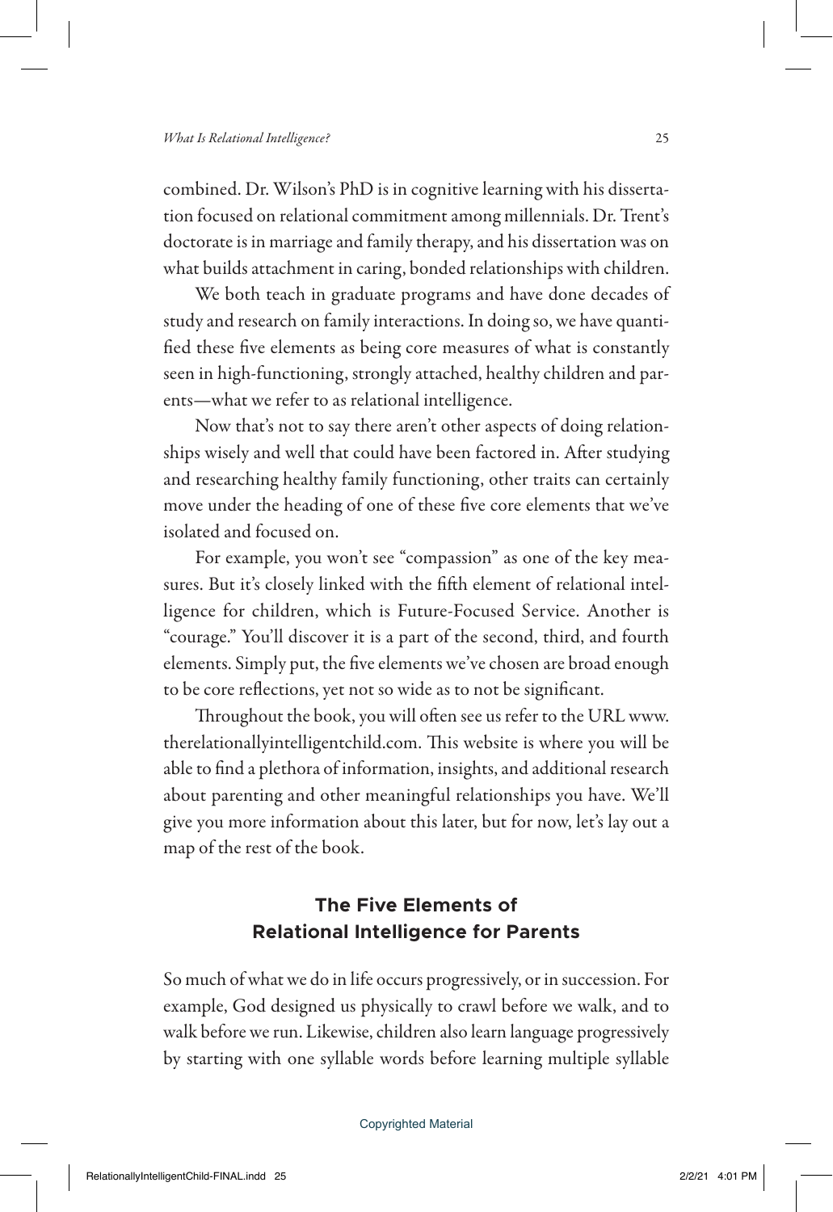combined. Dr. Wilson's PhD is in cognitive learning with his dissertation focused on relational commitment among millennials. Dr. Trent's doctorate is in marriage and family therapy, and his dissertation was on what builds attachment in caring, bonded relationships with children.

We both teach in graduate programs and have done decades of study and research on family interactions. In doing so, we have quantified these five elements as being core measures of what is constantly seen in high-functioning, strongly attached, healthy children and parents—what we refer to as relational intelligence.

Now that's not to say there aren't other aspects of doing relationships wisely and well that could have been factored in. After studying and researching healthy family functioning, other traits can certainly move under the heading of one of these five core elements that we've isolated and focused on.

For example, you won't see "compassion" as one of the key measures. But it's closely linked with the fifth element of relational intelligence for children, which is Future-Focused Service. Another is "courage." You'll discover it is a part of the second, third, and fourth elements. Simply put, the five elements we've chosen are broad enough to be core reflections, yet not so wide as to not be significant.

Throughout the book, you will often see us refer to the URL www.therelationallyintelligentchild.com. This website is where you will be able to find a plethora of information, insights, and additional research about parenting and other meaningful relationships you have. We'll give you more information about this later, but for now, let's lay out a map of the rest of the book.

## The Five Elements of Relational Intelligence for Parents

So much of what we do in life occurs progressively, or in succession. For example, God designed us physically to crawl before we walk, and to walk before we run. Likewise, children also learn language progressively by starting with one syllable words before learning multiple syllable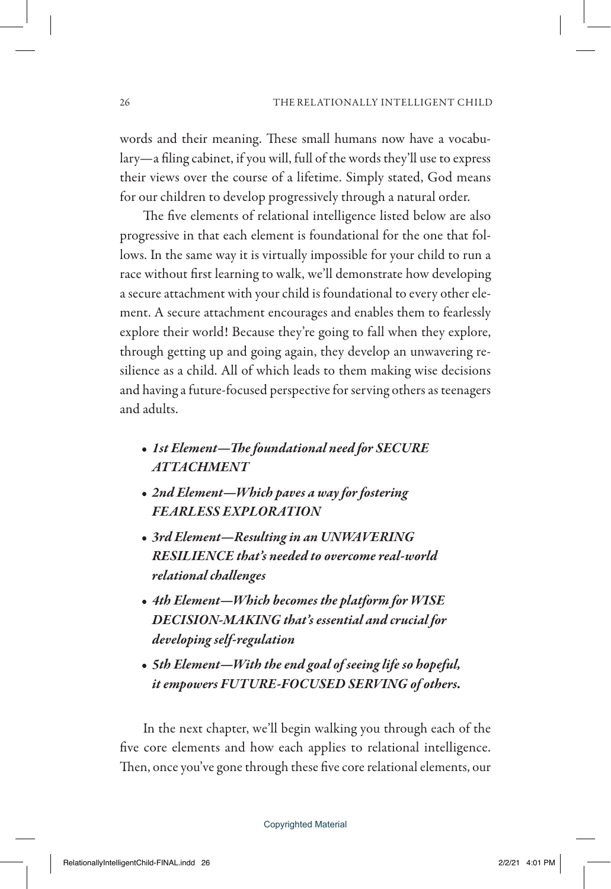words and their meaning. These small humans now have a vocabulary—a filing cabinet, if you will, full of the words they'll use to express their views over the course of a lifetime. Simply stated, God means for our children to develop progressively through a natural order.

The five elements of relational intelligence listed below are also progressive in that each element is foundational for the one that follows. In the same way it is virtually impossible for your child to run a race without first learning to walk, we'll demonstrate how developing a secure attachment with your child is foundational to every other element. A secure attachment encourages and enables them to fearlessly explore their world! Because they're going to fall when they explore, through getting up and going again, they develop an unwavering resilience as a child. All of which leads to them making wise decisions and having a future-focused perspective for serving others as teenagers and adults.

- ***1st Element—The foundational need for SECURE ATTACHMENT***
- ***2nd Element—Which paves a way for fostering FEARLESS EXPLORATION***
- ***3rd Element—Resulting in an UNWAVERING RESILIENCE that's needed to overcome real-world relational challenges***
- ***4th Element—Which becomes the platform for WISE DECISION-MAKING that's essential and crucial for developing self-regulation***
- ***5th Element—With the end goal of seeing life so hopeful, it empowers FUTURE-FOCUSED SERVING of others.***

In the next chapter, we'll begin walking you through each of the five core elements and how each applies to relational intelligence. Then, once you've gone through these five core relational elements, our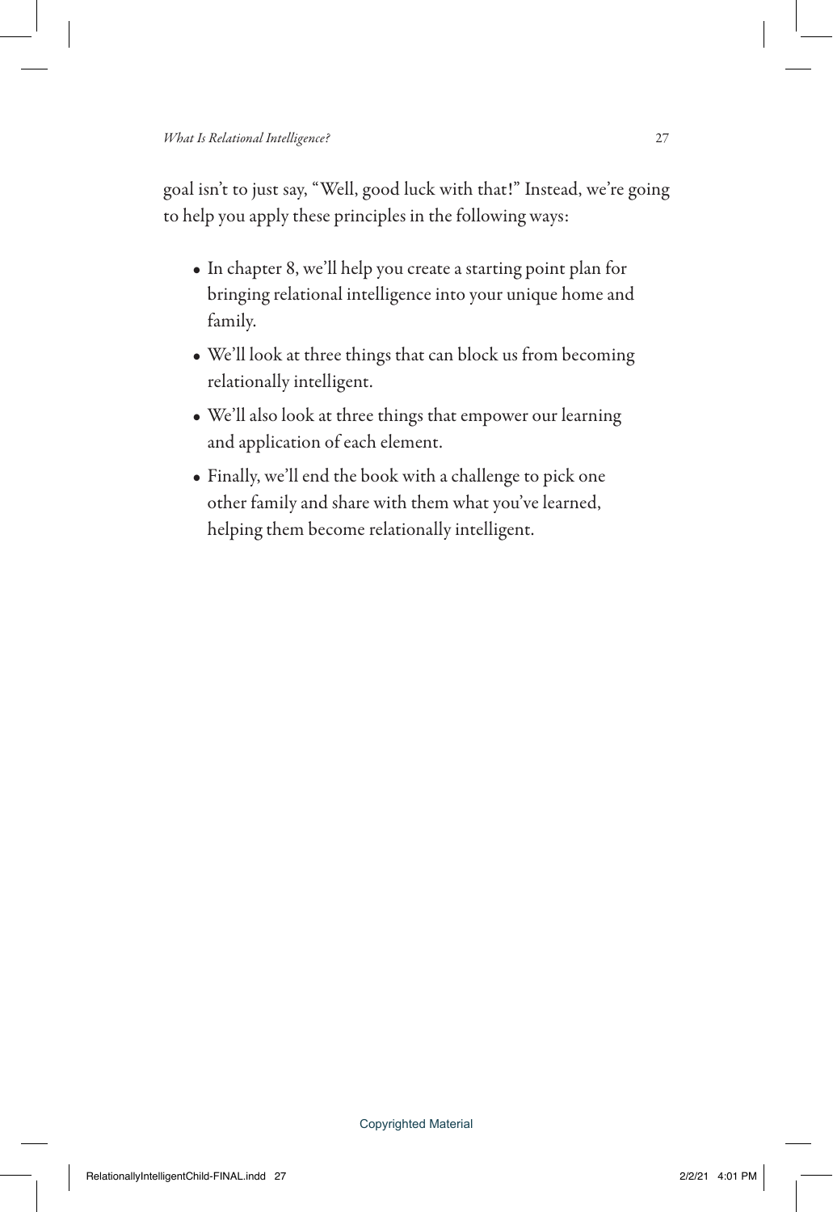goal isn't to just say, "Well, good luck with that!" Instead, we're going to help you apply these principles in the following ways:

- In chapter 8, we'll help you create a starting point plan for bringing relational intelligence into your unique home and family.
- We'll look at three things that can block us from becoming relationally intelligent.
- We'll also look at three things that empower our learning and application of each element.
- Finally, we'll end the book with a challenge to pick one other family and share with them what you've learned, helping them become relationally intelligent.